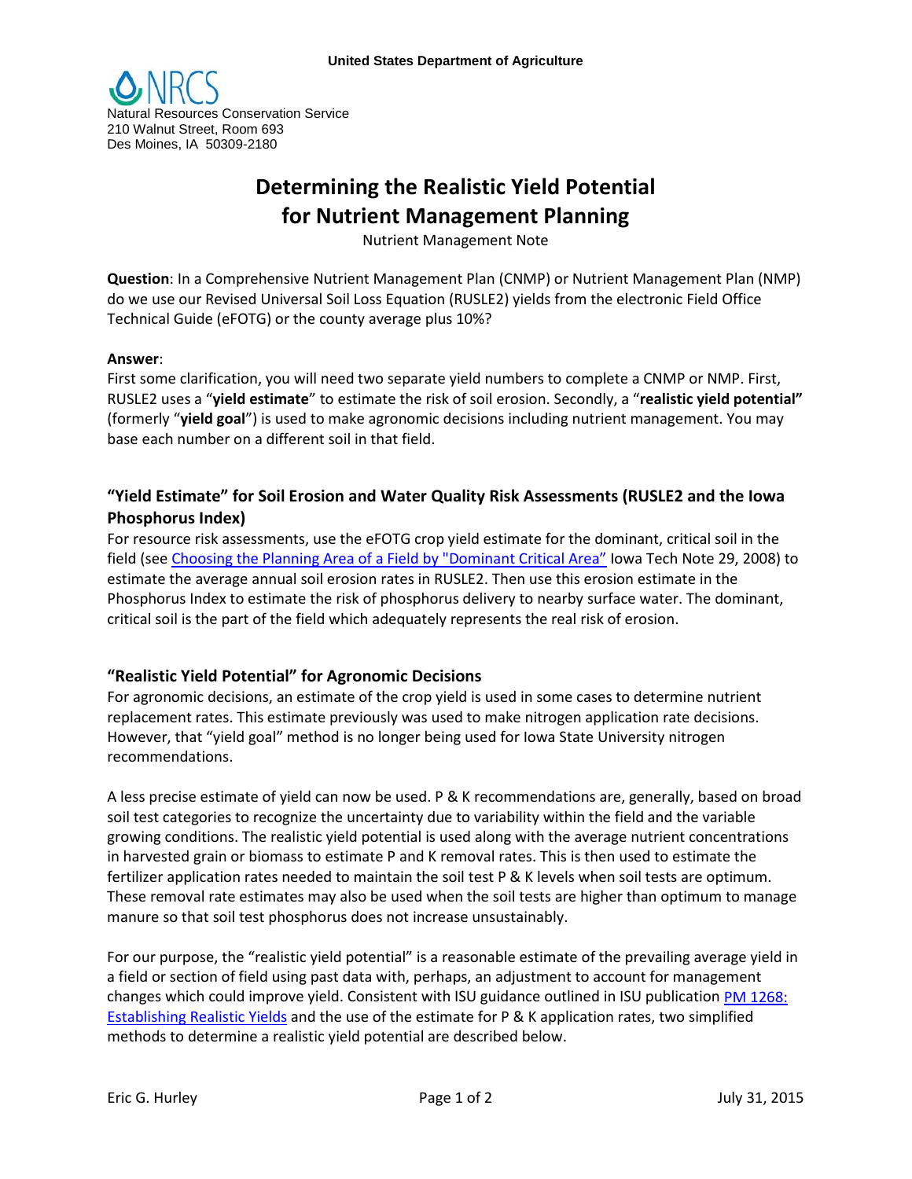United States Department of Agriculture

NRCS
Natural Resources Conservation Service
210 Walnut Street, Room 693
Des Moines, IA 50309-2180

# Determining the Realistic Yield Potential for Nutrient Management Planning

Nutrient Management Note

**Question**: In a Comprehensive Nutrient Management Plan (CNMP) or Nutrient Management Plan (NMP) do we use our Revised Universal Soil Loss Equation (RUSLE2) yields from the electronic Field Office Technical Guide (eFOTG) or the county average plus 10%?

**Answer**:
First some clarification, you will need two separate yield numbers to complete a CNMP or NMP. First, RUSLE2 uses a "**yield estimate**" to estimate the risk of soil erosion. Secondly, a "**realistic yield potential"** (formerly "**yield goal**") is used to make agronomic decisions including nutrient management. You may base each number on a different soil in that field.

## "Yield Estimate" for Soil Erosion and Water Quality Risk Assessments (RUSLE2 and the Iowa Phosphorus Index)

For resource risk assessments, use the eFOTG crop yield estimate for the dominant, critical soil in the field (see Choosing the Planning Area of a Field by "Dominant Critical Area" Iowa Tech Note 29, 2008) to estimate the average annual soil erosion rates in RUSLE2. Then use this erosion estimate in the Phosphorus Index to estimate the risk of phosphorus delivery to nearby surface water. The dominant, critical soil is the part of the field which adequately represents the real risk of erosion.

## "Realistic Yield Potential" for Agronomic Decisions

For agronomic decisions, an estimate of the crop yield is used in some cases to determine nutrient replacement rates. This estimate previously was used to make nitrogen application rate decisions. However, that "yield goal" method is no longer being used for Iowa State University nitrogen recommendations.

A less precise estimate of yield can now be used. P & K recommendations are, generally, based on broad soil test categories to recognize the uncertainty due to variability within the field and the variable growing conditions. The realistic yield potential is used along with the average nutrient concentrations in harvested grain or biomass to estimate P and K removal rates. This is then used to estimate the fertilizer application rates needed to maintain the soil test P & K levels when soil tests are optimum. These removal rate estimates may also be used when the soil tests are higher than optimum to manage manure so that soil test phosphorus does not increase unsustainably.

For our purpose, the "realistic yield potential" is a reasonable estimate of the prevailing average yield in a field or section of field using past data with, perhaps, an adjustment to account for management changes which could improve yield. Consistent with ISU guidance outlined in ISU publication PM 1268: Establishing Realistic Yields and the use of the estimate for P & K application rates, two simplified methods to determine a realistic yield potential are described below.

Eric G. Hurley July 31, 2015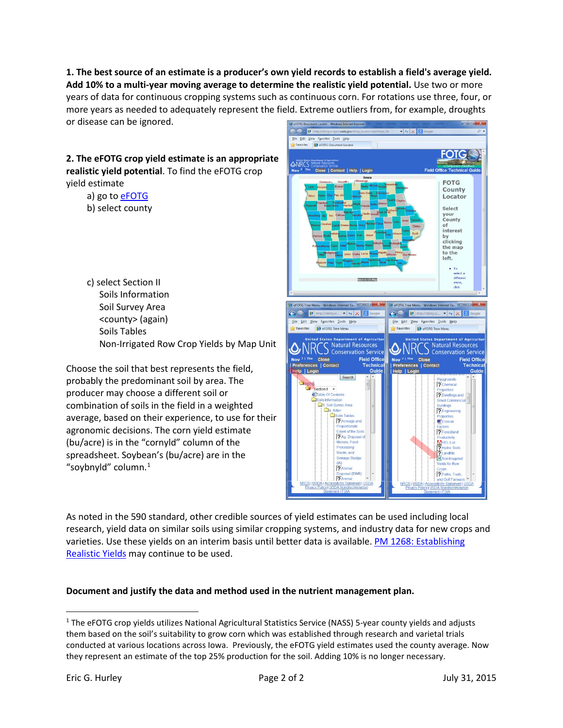**1. The best source of an estimate is a producer's own yield records to establish a field's average yield. Add 10% to a multi-year moving average to determine the realistic yield potential.** Use two or more years of data for continuous cropping systems such as continuous corn. For rotations use three, four, or more years as needed to adequately represent the field. Extreme outliers from, for example, droughts or disease can be ignored.

**2. The eFOTG crop yield estimate is an appropriate realistic yield potential**. To find the eFOTG crop yield estimate

- a) go to [eFOTG](eFOTG)
- b) select county
- c) select Section II
  - Soils Information
  - Soil Survey Area
  - <county> (again)
  - Soils Tables
  - Non-Irrigated Row Crop Yields by Map Unit

Choose the soil that best represents the field, probably the predominant soil by area. The producer may choose a different soil or combination of soils in the field in a weighted average, based on their experience, to use for their agronomic decisions. The corn yield estimate (bu/acre) is in the "cornyld" column of the spreadsheet. Soybean's (bu/acre) are in the "soybnyld" column.[1]

As noted in the 590 standard, other credible sources of yield estimates can be used including local research, yield data on similar soils using similar cropping systems, and industry data for new crops and varieties. Use these yields on an interim basis until better data is available. [PM 1268: Establishing Realistic Yields](PM 1268: Establishing Realistic Yields) may continue to be used.

**Document and justify the data and method used in the nutrient management plan.**

---

[1] The eFOTG crop yields utilizes National Agricultural Statistics Service (NASS) 5-year county yields and adjusts them based on the soil's suitability to grow corn which was established through research and varietal trials conducted at various locations across Iowa. Previously, the eFOTG yield estimates used the county average. Now they represent an estimate of the top 25% production for the soil. Adding 10% is no longer necessary.

Eric G. Hurley July 31, 2015